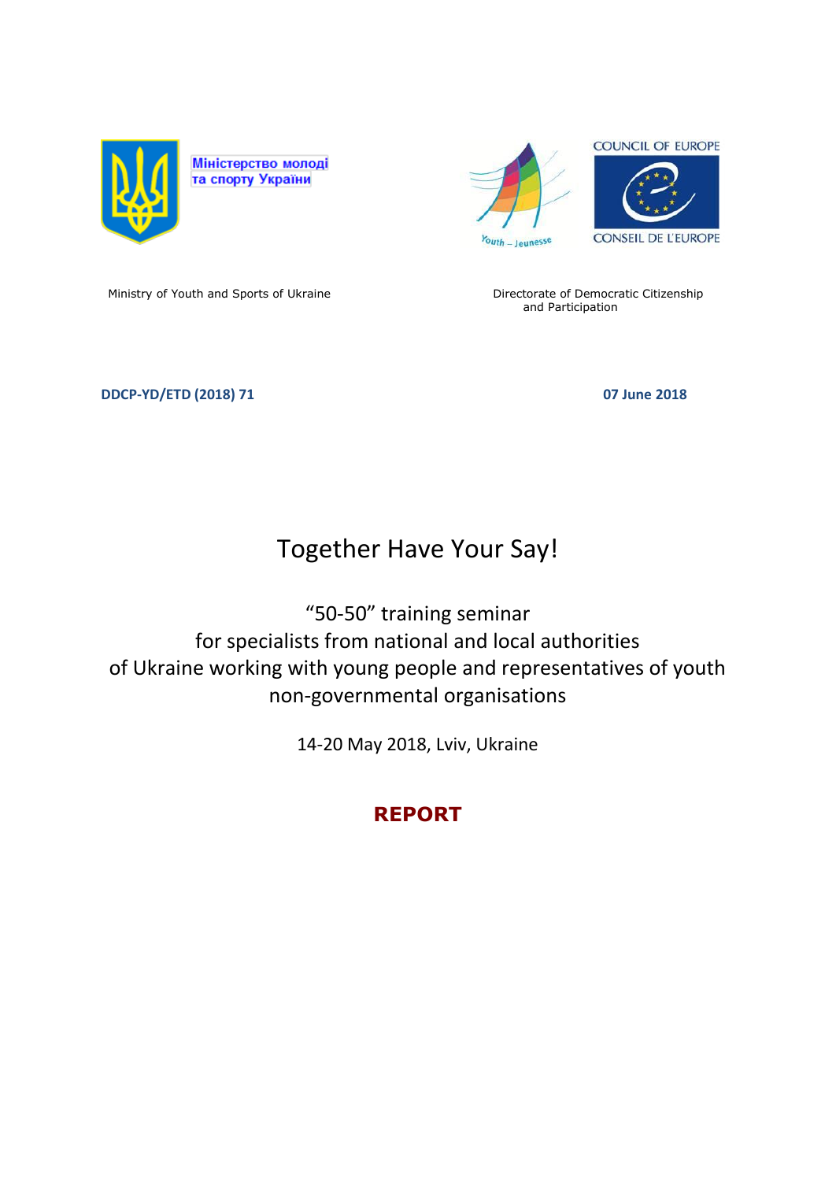Міністерство молоді та спорту України

COUNCIL OF EUROPE

CONSEIL DE L'EUROPE

Ministry of Youth and Sports of Ukraine

Directorate of Democratic Citizenship and Participation

**DDCP-YD/ETD (2018) 71**

**07 June 2018**

# Together Have Your Say!

## "50-50" training seminar for specialists from national and local authorities of Ukraine working with young people and representatives of youth non-governmental organisations

14-20 May 2018, Lviv, Ukraine

**REPORT**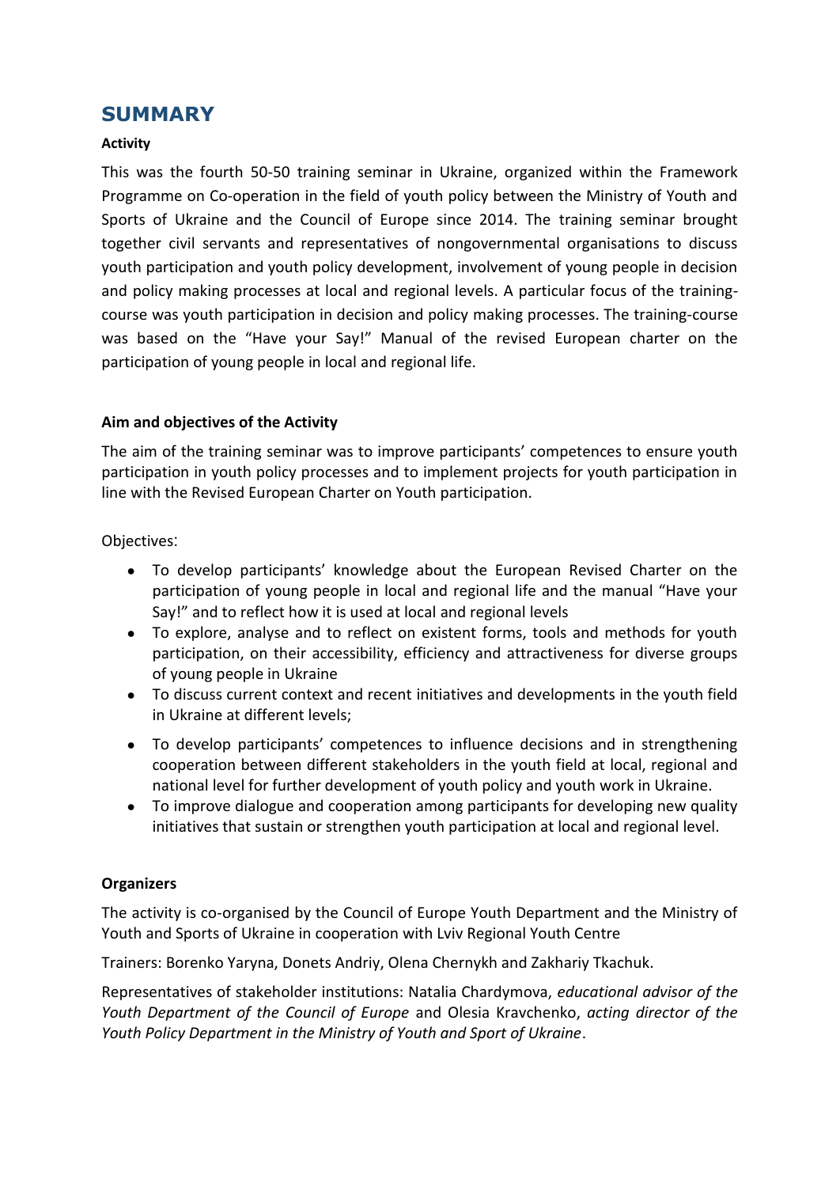# SUMMARY

**Activity**

This was the fourth 50-50 training seminar in Ukraine, organized within the Framework Programme on Co-operation in the field of youth policy between the Ministry of Youth and Sports of Ukraine and the Council of Europe since 2014. The training seminar brought together civil servants and representatives of nongovernmental organisations to discuss youth participation and youth policy development, involvement of young people in decision and policy making processes at local and regional levels. A particular focus of the training-course was youth participation in decision and policy making processes. The training-course was based on the "Have your Say!" Manual of the revised European charter on the participation of young people in local and regional life.

**Aim and objectives of the Activity**

The aim of the training seminar was to improve participants' competences to ensure youth participation in youth policy processes and to implement projects for youth participation in line with the Revised European Charter on Youth participation.

Objectives:

- To develop participants' knowledge about the European Revised Charter on the participation of young people in local and regional life and the manual "Have your Say!" and to reflect how it is used at local and regional levels
- To explore, analyse and to reflect on existent forms, tools and methods for youth participation, on their accessibility, efficiency and attractiveness for diverse groups of young people in Ukraine
- To discuss current context and recent initiatives and developments in the youth field in Ukraine at different levels;
- To develop participants' competences to influence decisions and in strengthening cooperation between different stakeholders in the youth field at local, regional and national level for further development of youth policy and youth work in Ukraine.
- To improve dialogue and cooperation among participants for developing new quality initiatives that sustain or strengthen youth participation at local and regional level.

**Organizers**

The activity is co-organised by the Council of Europe Youth Department and the Ministry of Youth and Sports of Ukraine in cooperation with Lviv Regional Youth Centre

Trainers: Borenko Yaryna, Donets Andriy, Olena Chernykh and Zakhariy Tkachuk.

Representatives of stakeholder institutions: Natalia Chardymova, *educational advisor of the Youth Department of the Council of Europe* and Olesia Kravchenko, *acting director of the Youth Policy Department in the Ministry of Youth and Sport of Ukraine*.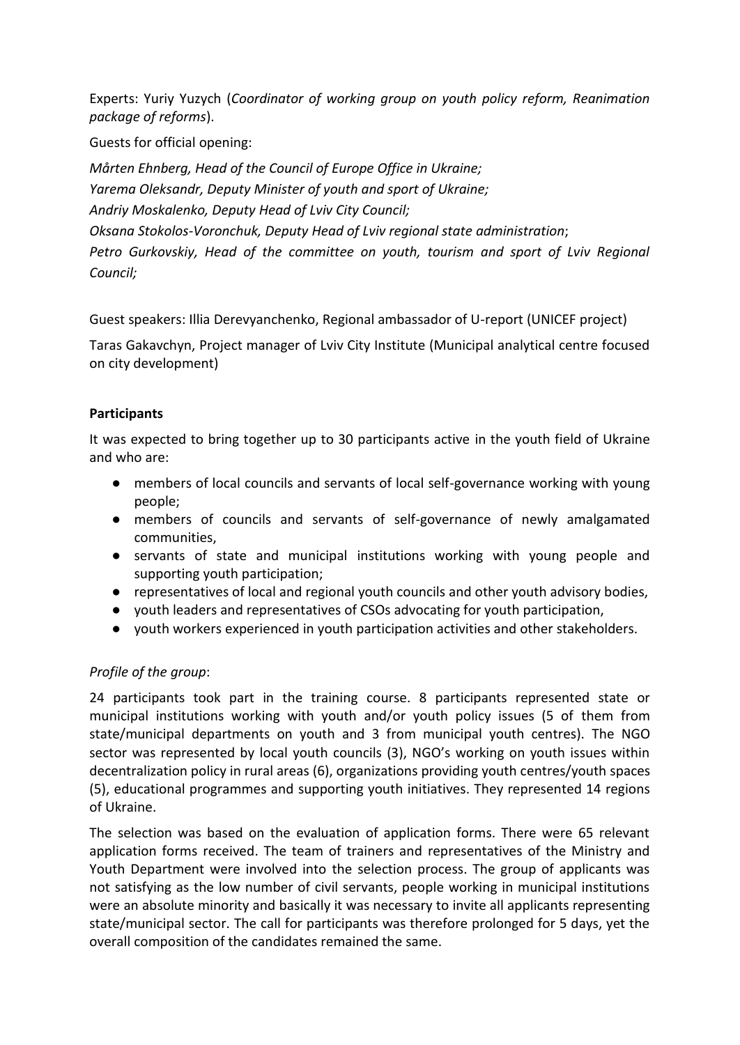Experts: Yuriy Yuzych (*Coordinator of working group on youth policy reform, Reanimation package of reforms*).

Guests for official opening:

*Mårten Ehnberg, Head of the Council of Europe Office in Ukraine;*
*Yarema Oleksandr, Deputy Minister of youth and sport of Ukraine;*
*Andriy Moskalenko, Deputy Head of Lviv City Council;*
*Oksana Stokolos-Voronchuk, Deputy Head of Lviv regional state administration*;
*Petro Gurkovskiy, Head of the committee on youth, tourism and sport of Lviv Regional Council;*

Guest speakers: Illia Derevyanchenko, Regional ambassador of U-report (UNICEF project)

Taras Gakavchyn, Project manager of Lviv City Institute (Municipal analytical centre focused on city development)

**Participants**

It was expected to bring together up to 30 participants active in the youth field of Ukraine and who are:

- members of local councils and servants of local self-governance working with young people;
- members of councils and servants of self-governance of newly amalgamated communities,
- servants of state and municipal institutions working with young people and supporting youth participation;
- representatives of local and regional youth councils and other youth advisory bodies,
- youth leaders and representatives of CSOs advocating for youth participation,
- youth workers experienced in youth participation activities and other stakeholders.

*Profile of the group*:

24 participants took part in the training course. 8 participants represented state or municipal institutions working with youth and/or youth policy issues (5 of them from state/municipal departments on youth and 3 from municipal youth centres). The NGO sector was represented by local youth councils (3), NGO's working on youth issues within decentralization policy in rural areas (6), organizations providing youth centres/youth spaces (5), educational programmes and supporting youth initiatives. They represented 14 regions of Ukraine.

The selection was based on the evaluation of application forms. There were 65 relevant application forms received. The team of trainers and representatives of the Ministry and Youth Department were involved into the selection process. The group of applicants was not satisfying as the low number of civil servants, people working in municipal institutions were an absolute minority and basically it was necessary to invite all applicants representing state/municipal sector. The call for participants was therefore prolonged for 5 days, yet the overall composition of the candidates remained the same.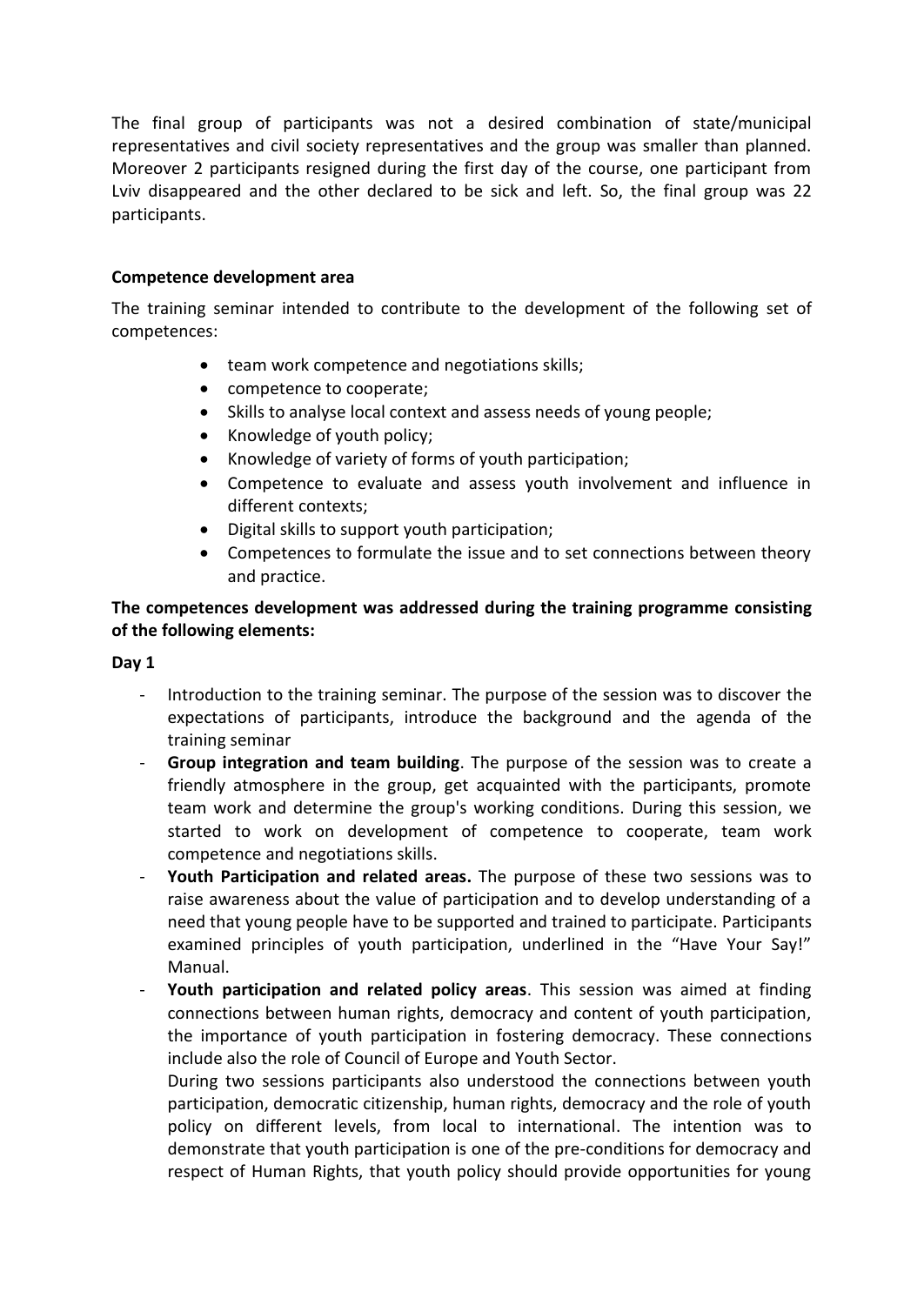The final group of participants was not a desired combination of state/municipal representatives and civil society representatives and the group was smaller than planned. Moreover 2 participants resigned during the first day of the course, one participant from Lviv disappeared and the other declared to be sick and left. So, the final group was 22 participants.

**Competence development area**

The training seminar intended to contribute to the development of the following set of competences:

- team work competence and negotiations skills;
- competence to cooperate;
- Skills to analyse local context and assess needs of young people;
- Knowledge of youth policy;
- Knowledge of variety of forms of youth participation;
- Competence to evaluate and assess youth involvement and influence in different contexts;
- Digital skills to support youth participation;
- Competences to formulate the issue and to set connections between theory and practice.

**The competences development was addressed during the training programme consisting of the following elements:**

**Day 1**

- Introduction to the training seminar. The purpose of the session was to discover the expectations of participants, introduce the background and the agenda of the training seminar
- **Group integration and team building**. The purpose of the session was to create a friendly atmosphere in the group, get acquainted with the participants, promote team work and determine the group's working conditions. During this session, we started to work on development of competence to cooperate, team work competence and negotiations skills.
- **Youth Participation and related areas.** The purpose of these two sessions was to raise awareness about the value of participation and to develop understanding of a need that young people have to be supported and trained to participate. Participants examined principles of youth participation, underlined in the "Have Your Say!" Manual.
- **Youth participation and related policy areas**. This session was aimed at finding connections between human rights, democracy and content of youth participation, the importance of youth participation in fostering democracy. These connections include also the role of Council of Europe and Youth Sector.
  During two sessions participants also understood the connections between youth participation, democratic citizenship, human rights, democracy and the role of youth policy on different levels, from local to international. The intention was to demonstrate that youth participation is one of the pre-conditions for democracy and respect of Human Rights, that youth policy should provide opportunities for young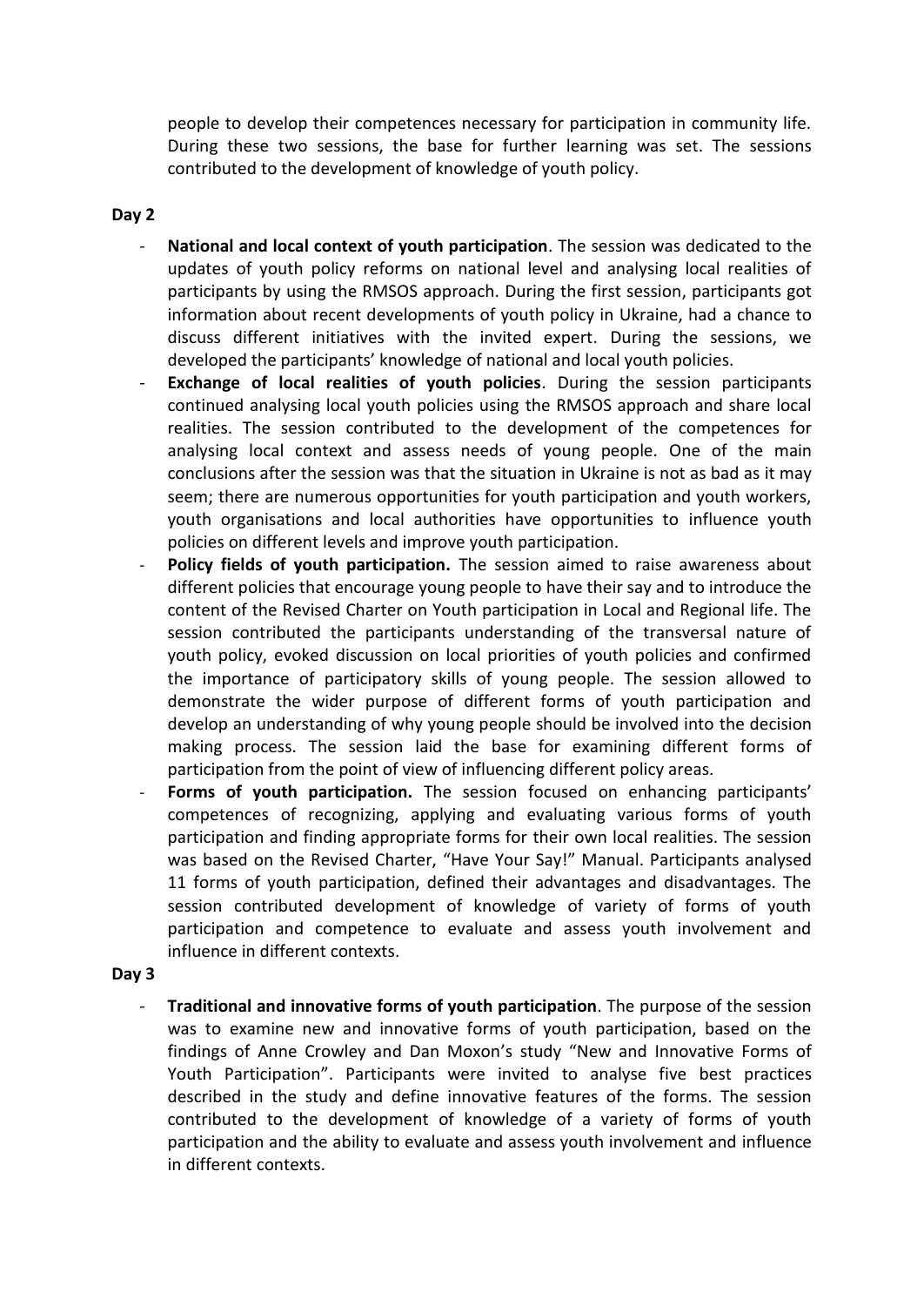people to develop their competences necessary for participation in community life. During these two sessions, the base for further learning was set. The sessions contributed to the development of knowledge of youth policy.

**Day 2**

- **National and local context of youth participation**. The session was dedicated to the updates of youth policy reforms on national level and analysing local realities of participants by using the RMSOS approach. During the first session, participants got information about recent developments of youth policy in Ukraine, had a chance to discuss different initiatives with the invited expert. During the sessions, we developed the participants' knowledge of national and local youth policies.
- **Exchange of local realities of youth policies**. During the session participants continued analysing local youth policies using the RMSOS approach and share local realities. The session contributed to the development of the competences for analysing local context and assess needs of young people. One of the main conclusions after the session was that the situation in Ukraine is not as bad as it may seem; there are numerous opportunities for youth participation and youth workers, youth organisations and local authorities have opportunities to influence youth policies on different levels and improve youth participation.
- **Policy fields of youth participation.** The session aimed to raise awareness about different policies that encourage young people to have their say and to introduce the content of the Revised Charter on Youth participation in Local and Regional life. The session contributed the participants understanding of the transversal nature of youth policy, evoked discussion on local priorities of youth policies and confirmed the importance of participatory skills of young people. The session allowed to demonstrate the wider purpose of different forms of youth participation and develop an understanding of why young people should be involved into the decision making process. The session laid the base for examining different forms of participation from the point of view of influencing different policy areas.
- **Forms of youth participation.** The session focused on enhancing participants' competences of recognizing, applying and evaluating various forms of youth participation and finding appropriate forms for their own local realities. The session was based on the Revised Charter, "Have Your Say!" Manual. Participants analysed 11 forms of youth participation, defined their advantages and disadvantages. The session contributed development of knowledge of variety of forms of youth participation and competence to evaluate and assess youth involvement and influence in different contexts.

**Day 3**

- **Traditional and innovative forms of youth participation**. The purpose of the session was to examine new and innovative forms of youth participation, based on the findings of Anne Crowley and Dan Moxon's study "New and Innovative Forms of Youth Participation". Participants were invited to analyse five best practices described in the study and define innovative features of the forms. The session contributed to the development of knowledge of a variety of forms of youth participation and the ability to evaluate and assess youth involvement and influence in different contexts.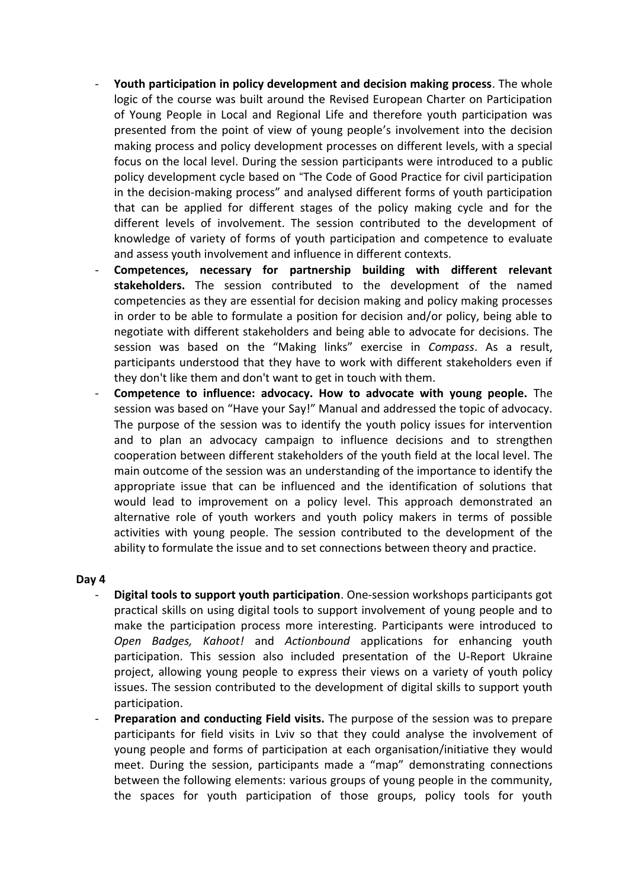- **Youth participation in policy development and decision making process**. The whole logic of the course was built around the Revised European Charter on Participation of Young People in Local and Regional Life and therefore youth participation was presented from the point of view of young people's involvement into the decision making process and policy development processes on different levels, with a special focus on the local level. During the session participants were introduced to a public policy development cycle based on "The Code of Good Practice for civil participation in the decision-making process" and analysed different forms of youth participation that can be applied for different stages of the policy making cycle and for the different levels of involvement. The session contributed to the development of knowledge of variety of forms of youth participation and competence to evaluate and assess youth involvement and influence in different contexts.
- **Competences, necessary for partnership building with different relevant stakeholders.** The session contributed to the development of the named competencies as they are essential for decision making and policy making processes in order to be able to formulate a position for decision and/or policy, being able to negotiate with different stakeholders and being able to advocate for decisions. The session was based on the "Making links" exercise in *Compass*. As a result, participants understood that they have to work with different stakeholders even if they don't like them and don't want to get in touch with them.
- **Competence to influence: advocacy. How to advocate with young people.** The session was based on "Have your Say!" Manual and addressed the topic of advocacy. The purpose of the session was to identify the youth policy issues for intervention and to plan an advocacy campaign to influence decisions and to strengthen cooperation between different stakeholders of the youth field at the local level. The main outcome of the session was an understanding of the importance to identify the appropriate issue that can be influenced and the identification of solutions that would lead to improvement on a policy level. This approach demonstrated an alternative role of youth workers and youth policy makers in terms of possible activities with young people. The session contributed to the development of the ability to formulate the issue and to set connections between theory and practice.

**Day 4**

- **Digital tools to support youth participation**. One-session workshops participants got practical skills on using digital tools to support involvement of young people and to make the participation process more interesting. Participants were introduced to *Open Badges, Kahoot!* and *Actionbound* applications for enhancing youth participation. This session also included presentation of the U-Report Ukraine project, allowing young people to express their views on a variety of youth policy issues. The session contributed to the development of digital skills to support youth participation.
- **Preparation and conducting Field visits.** The purpose of the session was to prepare participants for field visits in Lviv so that they could analyse the involvement of young people and forms of participation at each organisation/initiative they would meet. During the session, participants made a "map" demonstrating connections between the following elements: various groups of young people in the community, the spaces for youth participation of those groups, policy tools for youth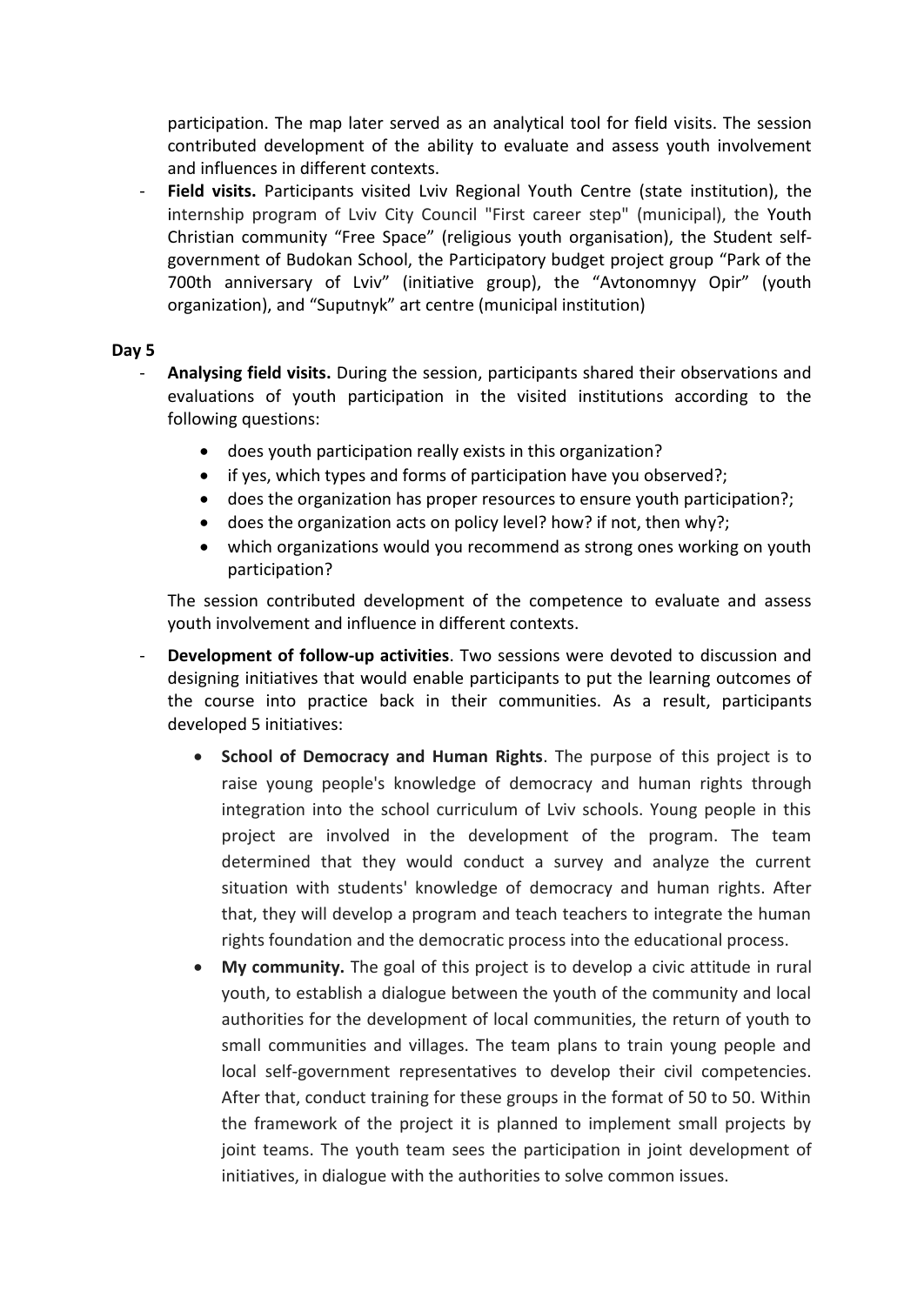participation. The map later served as an analytical tool for field visits. The session contributed development of the ability to evaluate and assess youth involvement and influences in different contexts.

- **Field visits.** Participants visited Lviv Regional Youth Centre (state institution), the internship program of Lviv City Council "First career step" (municipal), the Youth Christian community "Free Space" (religious youth organisation), the Student self-government of Budokan School, the Participatory budget project group "Park of the 700th anniversary of Lviv" (initiative group), the "Avtonomnyy Opir" (youth organization), and "Suputnyk" art centre (municipal institution)

**Day 5**

- **Analysing field visits.** During the session, participants shared their observations and evaluations of youth participation in the visited institutions according to the following questions:
  - does youth participation really exists in this organization?
  - if yes, which types and forms of participation have you observed?;
  - does the organization has proper resources to ensure youth participation?;
  - does the organization acts on policy level? how? if not, then why?;
  - which organizations would you recommend as strong ones working on youth participation?

  The session contributed development of the competence to evaluate and assess youth involvement and influence in different contexts.

- **Development of follow-up activities**. Two sessions were devoted to discussion and designing initiatives that would enable participants to put the learning outcomes of the course into practice back in their communities. As a result, participants developed 5 initiatives:
  - **School of Democracy and Human Rights**. The purpose of this project is to raise young people's knowledge of democracy and human rights through integration into the school curriculum of Lviv schools. Young people in this project are involved in the development of the program. The team determined that they would conduct a survey and analyze the current situation with students' knowledge of democracy and human rights. After that, they will develop a program and teach teachers to integrate the human rights foundation and the democratic process into the educational process.
  - **My community.** The goal of this project is to develop a civic attitude in rural youth, to establish a dialogue between the youth of the community and local authorities for the development of local communities, the return of youth to small communities and villages. The team plans to train young people and local self-government representatives to develop their civil competencies. After that, conduct training for these groups in the format of 50 to 50. Within the framework of the project it is planned to implement small projects by joint teams. The youth team sees the participation in joint development of initiatives, in dialogue with the authorities to solve common issues.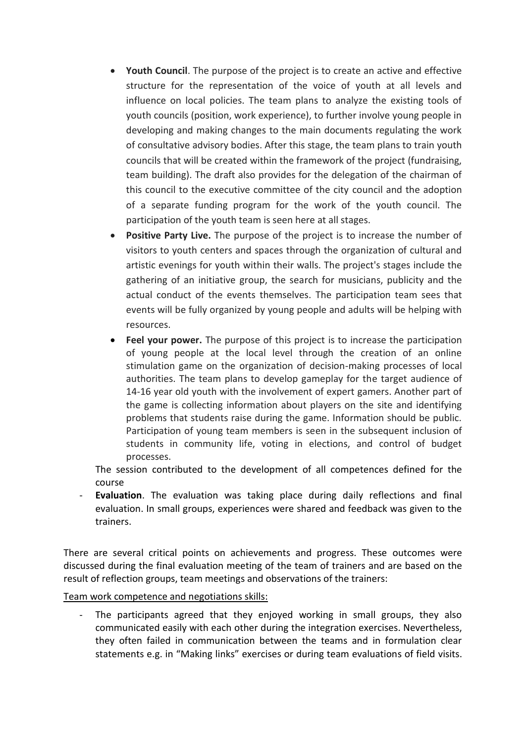- **Youth Council**. The purpose of the project is to create an active and effective structure for the representation of the voice of youth at all levels and influence on local policies. The team plans to analyze the existing tools of youth councils (position, work experience), to further involve young people in developing and making changes to the main documents regulating the work of consultative advisory bodies. After this stage, the team plans to train youth councils that will be created within the framework of the project (fundraising, team building). The draft also provides for the delegation of the chairman of this council to the executive committee of the city council and the adoption of a separate funding program for the work of the youth council. The participation of the youth team is seen here at all stages.
- **Positive Party Live.** The purpose of the project is to increase the number of visitors to youth centers and spaces through the organization of cultural and artistic evenings for youth within their walls. The project's stages include the gathering of an initiative group, the search for musicians, publicity and the actual conduct of the events themselves. The participation team sees that events will be fully organized by young people and adults will be helping with resources.
- **Feel your power.** The purpose of this project is to increase the participation of young people at the local level through the creation of an online stimulation game on the organization of decision-making processes of local authorities. The team plans to develop gameplay for the target audience of 14-16 year old youth with the involvement of expert gamers. Another part of the game is collecting information about players on the site and identifying problems that students raise during the game. Information should be public. Participation of young team members is seen in the subsequent inclusion of students in community life, voting in elections, and control of budget processes.

The session contributed to the development of all competences defined for the course

- **Evaluation**. The evaluation was taking place during daily reflections and final evaluation. In small groups, experiences were shared and feedback was given to the trainers.

There are several critical points on achievements and progress. These outcomes were discussed during the final evaluation meeting of the team of trainers and are based on the result of reflection groups, team meetings and observations of the trainers:

<u>Team work competence and negotiations skills:</u>

- The participants agreed that they enjoyed working in small groups, they also communicated easily with each other during the integration exercises. Nevertheless, they often failed in communication between the teams and in formulation clear statements e.g. in "Making links" exercises or during team evaluations of field visits.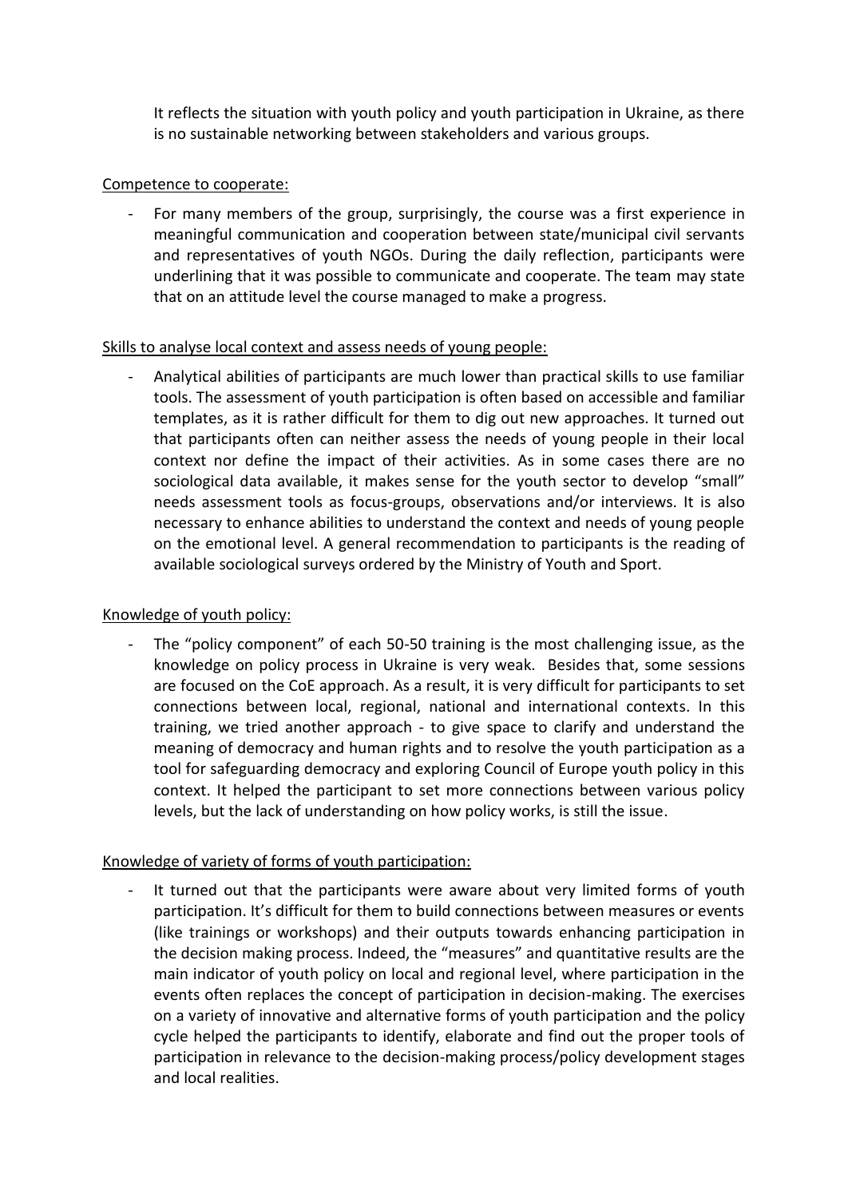It reflects the situation with youth policy and youth participation in Ukraine, as there is no sustainable networking between stakeholders and various groups.

<u>Competence to cooperate:</u>

- For many members of the group, surprisingly, the course was a first experience in meaningful communication and cooperation between state/municipal civil servants and representatives of youth NGOs. During the daily reflection, participants were underlining that it was possible to communicate and cooperate. The team may state that on an attitude level the course managed to make a progress.

<u>Skills to analyse local context and assess needs of young people:</u>

- Analytical abilities of participants are much lower than practical skills to use familiar tools. The assessment of youth participation is often based on accessible and familiar templates, as it is rather difficult for them to dig out new approaches. It turned out that participants often can neither assess the needs of young people in their local context nor define the impact of their activities. As in some cases there are no sociological data available, it makes sense for the youth sector to develop "small" needs assessment tools as focus-groups, observations and/or interviews. It is also necessary to enhance abilities to understand the context and needs of young people on the emotional level. A general recommendation to participants is the reading of available sociological surveys ordered by the Ministry of Youth and Sport.

<u>Knowledge of youth policy:</u>

- The "policy component" of each 50-50 training is the most challenging issue, as the knowledge on policy process in Ukraine is very weak. Besides that, some sessions are focused on the CoE approach. As a result, it is very difficult for participants to set connections between local, regional, national and international contexts. In this training, we tried another approach - to give space to clarify and understand the meaning of democracy and human rights and to resolve the youth participation as a tool for safeguarding democracy and exploring Council of Europe youth policy in this context. It helped the participant to set more connections between various policy levels, but the lack of understanding on how policy works, is still the issue.

<u>Knowledge of variety of forms of youth participation:</u>

- It turned out that the participants were aware about very limited forms of youth participation. It's difficult for them to build connections between measures or events (like trainings or workshops) and their outputs towards enhancing participation in the decision making process. Indeed, the "measures" and quantitative results are the main indicator of youth policy on local and regional level, where participation in the events often replaces the concept of participation in decision-making. The exercises on a variety of innovative and alternative forms of youth participation and the policy cycle helped the participants to identify, elaborate and find out the proper tools of participation in relevance to the decision-making process/policy development stages and local realities.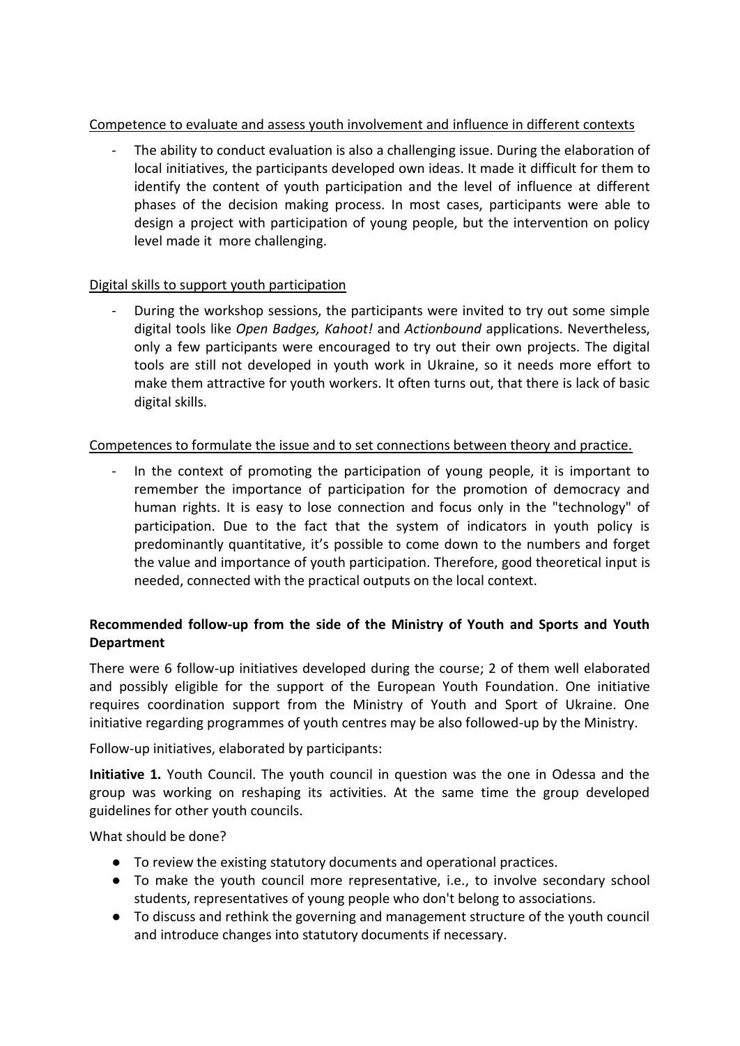Competence to evaluate and assess youth involvement and influence in different contexts

- The ability to conduct evaluation is also a challenging issue. During the elaboration of local initiatives, the participants developed own ideas. It made it difficult for them to identify the content of youth participation and the level of influence at different phases of the decision making process. In most cases, participants were able to design a project with participation of young people, but the intervention on policy level made it more challenging.

Digital skills to support youth participation

- During the workshop sessions, the participants were invited to try out some simple digital tools like *Open Badges, Kahoot!* and *Actionbound* applications. Nevertheless, only a few participants were encouraged to try out their own projects. The digital tools are still not developed in youth work in Ukraine, so it needs more effort to make them attractive for youth workers. It often turns out, that there is lack of basic digital skills.

Competences to formulate the issue and to set connections between theory and practice.

- In the context of promoting the participation of young people, it is important to remember the importance of participation for the promotion of democracy and human rights. It is easy to lose connection and focus only in the "technology" of participation. Due to the fact that the system of indicators in youth policy is predominantly quantitative, it's possible to come down to the numbers and forget the value and importance of youth participation. Therefore, good theoretical input is needed, connected with the practical outputs on the local context.

**Recommended follow-up from the side of the Ministry of Youth and Sports and Youth Department**

There were 6 follow-up initiatives developed during the course; 2 of them well elaborated and possibly eligible for the support of the European Youth Foundation. One initiative requires coordination support from the Ministry of Youth and Sport of Ukraine. One initiative regarding programmes of youth centres may be also followed-up by the Ministry.

Follow-up initiatives, elaborated by participants:

**Initiative 1.** Youth Council. The youth council in question was the one in Odessa and the group was working on reshaping its activities. At the same time the group developed guidelines for other youth councils.

What should be done?

- To review the existing statutory documents and operational practices.
- To make the youth council more representative, i.e., to involve secondary school students, representatives of young people who don't belong to associations.
- To discuss and rethink the governing and management structure of the youth council and introduce changes into statutory documents if necessary.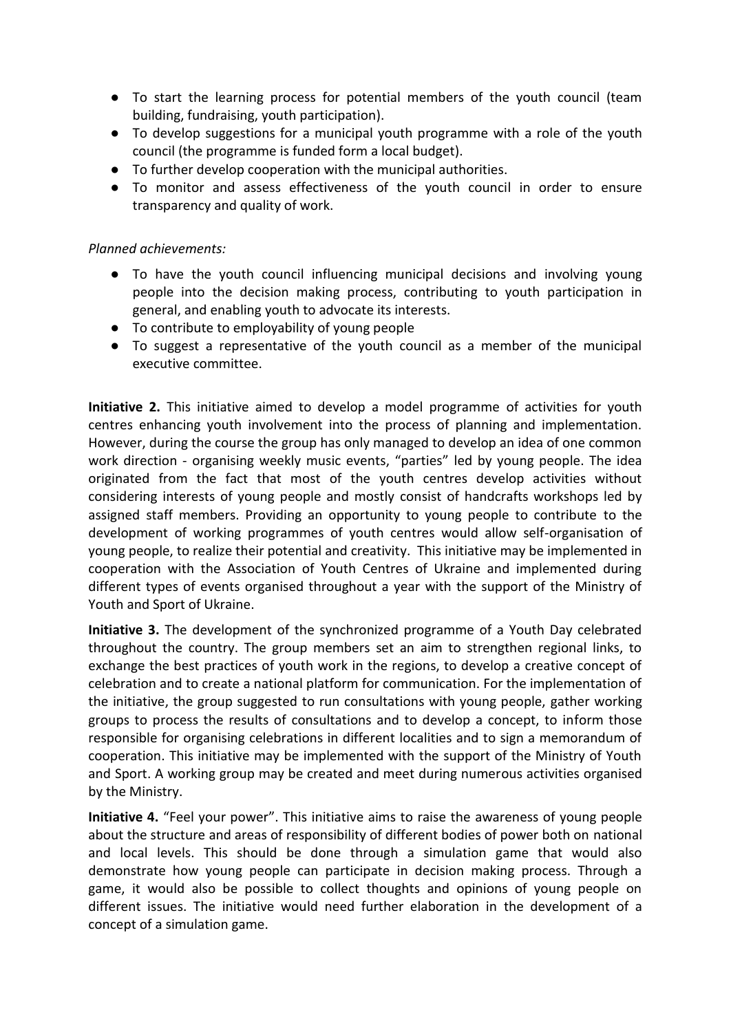- To start the learning process for potential members of the youth council (team building, fundraising, youth participation).
- To develop suggestions for a municipal youth programme with a role of the youth council (the programme is funded form a local budget).
- To further develop cooperation with the municipal authorities.
- To monitor and assess effectiveness of the youth council in order to ensure transparency and quality of work.

*Planned achievements:*

- To have the youth council influencing municipal decisions and involving young people into the decision making process, contributing to youth participation in general, and enabling youth to advocate its interests.
- To contribute to employability of young people
- To suggest a representative of the youth council as a member of the municipal executive committee.

**Initiative 2.** This initiative aimed to develop a model programme of activities for youth centres enhancing youth involvement into the process of planning and implementation. However, during the course the group has only managed to develop an idea of one common work direction - organising weekly music events, "parties" led by young people. The idea originated from the fact that most of the youth centres develop activities without considering interests of young people and mostly consist of handcrafts workshops led by assigned staff members. Providing an opportunity to young people to contribute to the development of working programmes of youth centres would allow self-organisation of young people, to realize their potential and creativity. This initiative may be implemented in cooperation with the Association of Youth Centres of Ukraine and implemented during different types of events organised throughout a year with the support of the Ministry of Youth and Sport of Ukraine.

**Initiative 3.** The development of the synchronized programme of a Youth Day celebrated throughout the country. The group members set an aim to strengthen regional links, to exchange the best practices of youth work in the regions, to develop a creative concept of celebration and to create a national platform for communication. For the implementation of the initiative, the group suggested to run consultations with young people, gather working groups to process the results of consultations and to develop a concept, to inform those responsible for organising celebrations in different localities and to sign a memorandum of cooperation. This initiative may be implemented with the support of the Ministry of Youth and Sport. A working group may be created and meet during numerous activities organised by the Ministry.

**Initiative 4.** "Feel your power". This initiative aims to raise the awareness of young people about the structure and areas of responsibility of different bodies of power both on national and local levels. This should be done through a simulation game that would also demonstrate how young people can participate in decision making process. Through a game, it would also be possible to collect thoughts and opinions of young people on different issues. The initiative would need further elaboration in the development of a concept of a simulation game.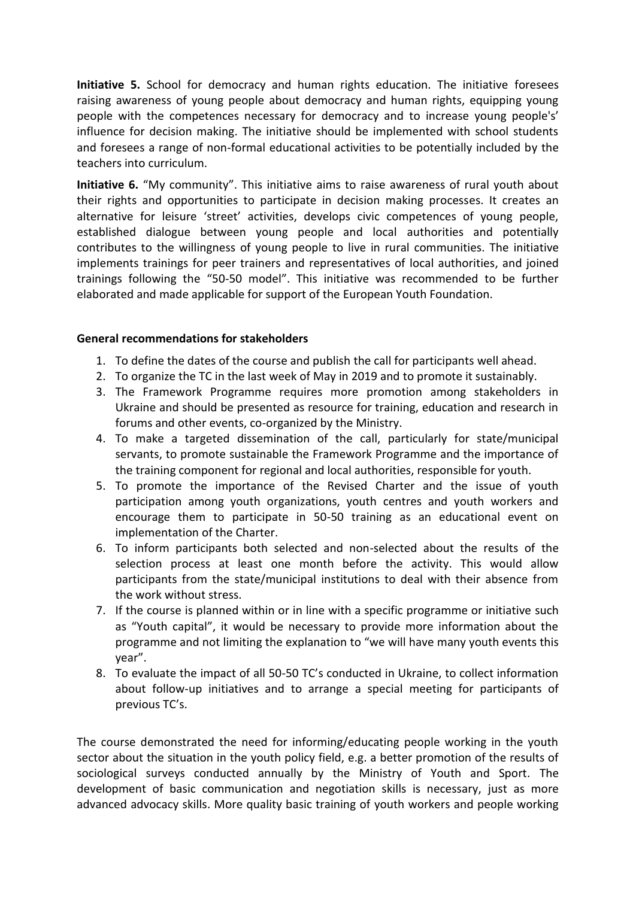**Initiative 5.** School for democracy and human rights education. The initiative foresees raising awareness of young people about democracy and human rights, equipping young people with the competences necessary for democracy and to increase young people's' influence for decision making. The initiative should be implemented with school students and foresees a range of non-formal educational activities to be potentially included by the teachers into curriculum.

**Initiative 6.** "My community". This initiative aims to raise awareness of rural youth about their rights and opportunities to participate in decision making processes. It creates an alternative for leisure 'street' activities, develops civic competences of young people, established dialogue between young people and local authorities and potentially contributes to the willingness of young people to live in rural communities. The initiative implements trainings for peer trainers and representatives of local authorities, and joined trainings following the "50-50 model". This initiative was recommended to be further elaborated and made applicable for support of the European Youth Foundation.

**General recommendations for stakeholders**

1. To define the dates of the course and publish the call for participants well ahead.
2. To organize the TC in the last week of May in 2019 and to promote it sustainably.
3. The Framework Programme requires more promotion among stakeholders in Ukraine and should be presented as resource for training, education and research in forums and other events, co-organized by the Ministry.
4. To make a targeted dissemination of the call, particularly for state/municipal servants, to promote sustainable the Framework Programme and the importance of the training component for regional and local authorities, responsible for youth.
5. To promote the importance of the Revised Charter and the issue of youth participation among youth organizations, youth centres and youth workers and encourage them to participate in 50-50 training as an educational event on implementation of the Charter.
6. To inform participants both selected and non-selected about the results of the selection process at least one month before the activity. This would allow participants from the state/municipal institutions to deal with their absence from the work without stress.
7. If the course is planned within or in line with a specific programme or initiative such as "Youth capital", it would be necessary to provide more information about the programme and not limiting the explanation to "we will have many youth events this year".
8. To evaluate the impact of all 50-50 TC's conducted in Ukraine, to collect information about follow-up initiatives and to arrange a special meeting for participants of previous TC's.

The course demonstrated the need for informing/educating people working in the youth sector about the situation in the youth policy field, e.g. a better promotion of the results of sociological surveys conducted annually by the Ministry of Youth and Sport. The development of basic communication and negotiation skills is necessary, just as more advanced advocacy skills. More quality basic training of youth workers and people working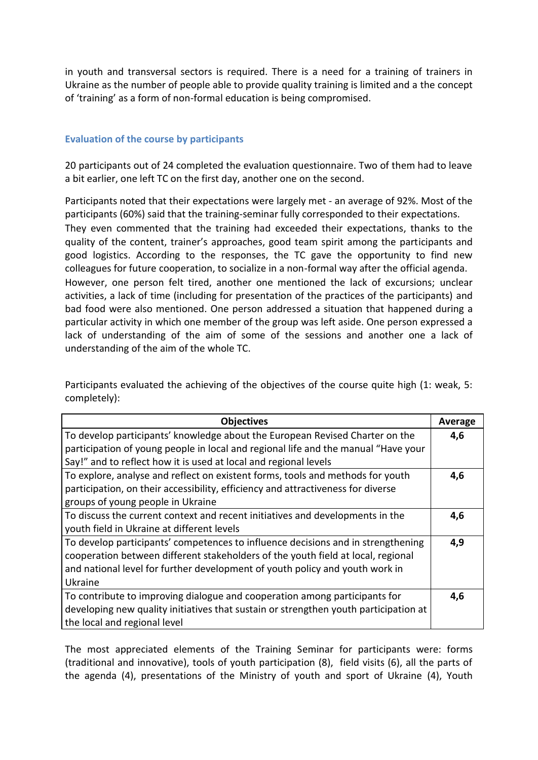in youth and transversal sectors is required. There is a need for a training of trainers in Ukraine as the number of people able to provide quality training is limited and a the concept of 'training' as a form of non-formal education is being compromised.

### Evaluation of the course by participants

20 participants out of 24 completed the evaluation questionnaire. Two of them had to leave a bit earlier, one left TC on the first day, another one on the second.

Participants noted that their expectations were largely met - an average of 92%. Most of the participants (60%) said that the training-seminar fully corresponded to their expectations. They even commented that the training had exceeded their expectations, thanks to the quality of the content, trainer's approaches, good team spirit among the participants and good logistics. According to the responses, the TC gave the opportunity to find new colleagues for future cooperation, to socialize in a non-formal way after the official agenda. However, one person felt tired, another one mentioned the lack of excursions; unclear activities, a lack of time (including for presentation of the practices of the participants) and bad food were also mentioned. One person addressed a situation that happened during a particular activity in which one member of the group was left aside. One person expressed a lack of understanding of the aim of some of the sessions and another one a lack of understanding of the aim of the whole TC.

Participants evaluated the achieving of the objectives of the course quite high (1: weak, 5: completely):

| Objectives | Average |
|---|---|
| To develop participants' knowledge about the European Revised Charter on the participation of young people in local and regional life and the manual "Have your Say!" and to reflect how it is used at local and regional levels | **4,6** |
| To explore, analyse and reflect on existent forms, tools and methods for youth participation, on their accessibility, efficiency and attractiveness for diverse groups of young people in Ukraine | **4,6** |
| To discuss the current context and recent initiatives and developments in the youth field in Ukraine at different levels | **4,6** |
| To develop participants' competences to influence decisions and in strengthening cooperation between different stakeholders of the youth field at local, regional and national level for further development of youth policy and youth work in Ukraine | **4,9** |
| To contribute to improving dialogue and cooperation among participants for developing new quality initiatives that sustain or strengthen youth participation at the local and regional level | **4,6** |

The most appreciated elements of the Training Seminar for participants were: forms (traditional and innovative), tools of youth participation (8), field visits (6), all the parts of the agenda (4), presentations of the Ministry of youth and sport of Ukraine (4), Youth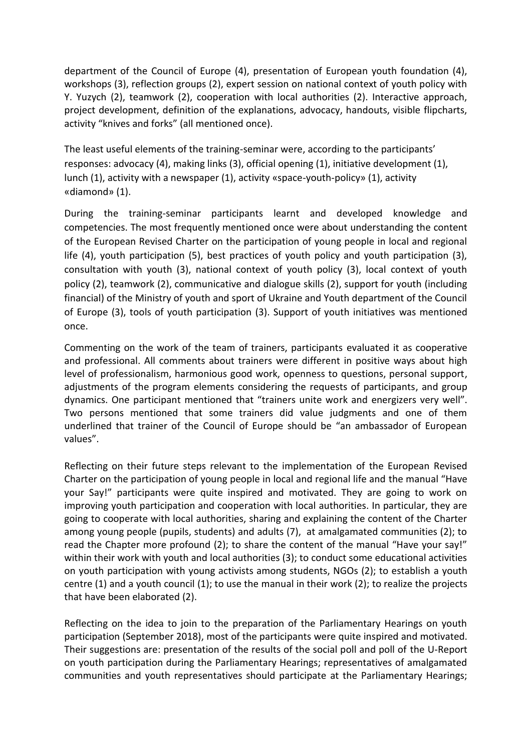department of the Council of Europe (4), presentation of European youth foundation (4), workshops (3), reflection groups (2), expert session on national context of youth policy with Y. Yuzych (2), teamwork (2), cooperation with local authorities (2). Interactive approach, project development, definition of the explanations, advocacy, handouts, visible flipcharts, activity "knives and forks" (all mentioned once).

The least useful elements of the training-seminar were, according to the participants' responses: advocacy (4), making links (3), official opening (1), initiative development (1), lunch (1), activity with a newspaper (1), activity «space-youth-policy» (1), activity «diamond» (1).

During the training-seminar participants learnt and developed knowledge and competencies. The most frequently mentioned once were about understanding the content of the European Revised Charter on the participation of young people in local and regional life (4), youth participation (5), best practices of youth policy and youth participation (3), consultation with youth (3), national context of youth policy (3), local context of youth policy (2), teamwork (2), communicative and dialogue skills (2), support for youth (including financial) of the Ministry of youth and sport of Ukraine and Youth department of the Council of Europe (3), tools of youth participation (3). Support of youth initiatives was mentioned once.

Commenting on the work of the team of trainers, participants evaluated it as cooperative and professional. All comments about trainers were different in positive ways about high level of professionalism, harmonious good work, openness to questions, personal support, adjustments of the program elements considering the requests of participants, and group dynamics. One participant mentioned that "trainers unite work and energizers very well". Two persons mentioned that some trainers did value judgments and one of them underlined that trainer of the Council of Europe should be "an ambassador of European values".

Reflecting on their future steps relevant to the implementation of the European Revised Charter on the participation of young people in local and regional life and the manual "Have your Say!" participants were quite inspired and motivated. They are going to work on improving youth participation and cooperation with local authorities. In particular, they are going to cooperate with local authorities, sharing and explaining the content of the Charter among young people (pupils, students) and adults (7), at amalgamated communities (2); to read the Chapter more profound (2); to share the content of the manual "Have your say!" within their work with youth and local authorities (3); to conduct some educational activities on youth participation with young activists among students, NGOs (2); to establish a youth centre (1) and a youth council (1); to use the manual in their work (2); to realize the projects that have been elaborated (2).

Reflecting on the idea to join to the preparation of the Parliamentary Hearings on youth participation (September 2018), most of the participants were quite inspired and motivated. Their suggestions are: presentation of the results of the social poll and poll of the U-Report on youth participation during the Parliamentary Hearings; representatives of amalgamated communities and youth representatives should participate at the Parliamentary Hearings;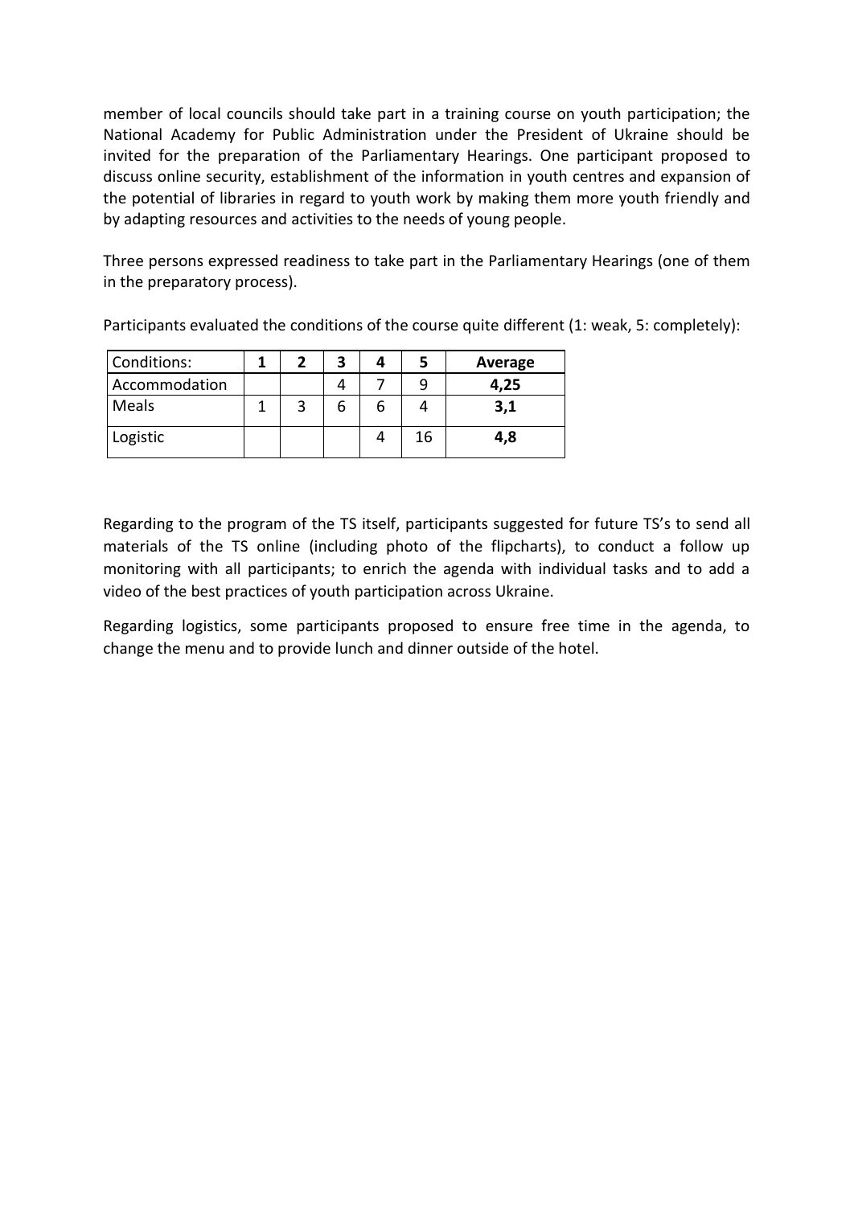member of local councils should take part in a training course on youth participation; the National Academy for Public Administration under the President of Ukraine should be invited for the preparation of the Parliamentary Hearings. One participant proposed to discuss online security, establishment of the information in youth centres and expansion of the potential of libraries in regard to youth work by making them more youth friendly and by adapting resources and activities to the needs of young people.

Three persons expressed readiness to take part in the Parliamentary Hearings (one of them in the preparatory process).

Participants evaluated the conditions of the course quite different (1: weak, 5: completely):

| Conditions: | 1 | 2 | 3 | 4 | 5 | Average |
|---|---|---|---|---|---|---|
| Accommodation | | | 4 | 7 | 9 | **4,25** |
| Meals | 1 | 3 | 6 | 6 | 4 | **3,1** |
| Logistic | | | | 4 | 16 | **4,8** |

Regarding to the program of the TS itself, participants suggested for future TS's to send all materials of the TS online (including photo of the flipcharts), to conduct a follow up monitoring with all participants; to enrich the agenda with individual tasks and to add a video of the best practices of youth participation across Ukraine.

Regarding logistics, some participants proposed to ensure free time in the agenda, to change the menu and to provide lunch and dinner outside of the hotel.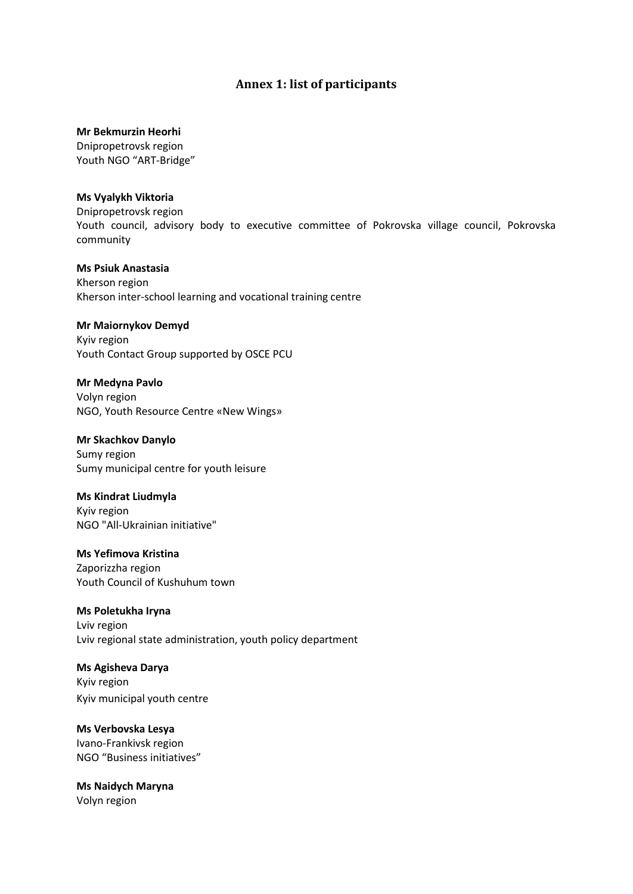## Annex 1: list of participants

**Mr Bekmurzin Heorhi**
Dnipropetrovsk region
Youth NGO "ART-Bridge"

**Ms Vyalykh Viktoria**
Dnipropetrovsk region
Youth council, advisory body to executive committee of Pokrovska village council, Pokrovska community

**Ms Psiuk Anastasia**
Kherson region
Kherson inter-school learning and vocational training centre

**Mr Maiornykov Demyd**
Kyiv region
Youth Contact Group supported by OSCE PCU

**Mr Medyna Pavlo**
Volyn region
NGO, Youth Resource Centre «New Wings»

**Mr Skachkov Danylo**
Sumy region
Sumy municipal centre for youth leisure

**Ms Kindrat Liudmyla**
Kyiv region
NGO "All-Ukrainian initiative"

**Ms Yefimova Kristina**
Zaporizzha region
Youth Council of Kushuhum town

**Ms Poletukha Iryna**
Lviv region
Lviv regional state administration, youth policy department

**Ms Agisheva Darya**
Kyiv region
Kyiv municipal youth centre

**Ms Verbovska Lesya**
Ivano-Frankivsk region
NGO "Business initiatives"

**Ms Naidych Maryna**
Volyn region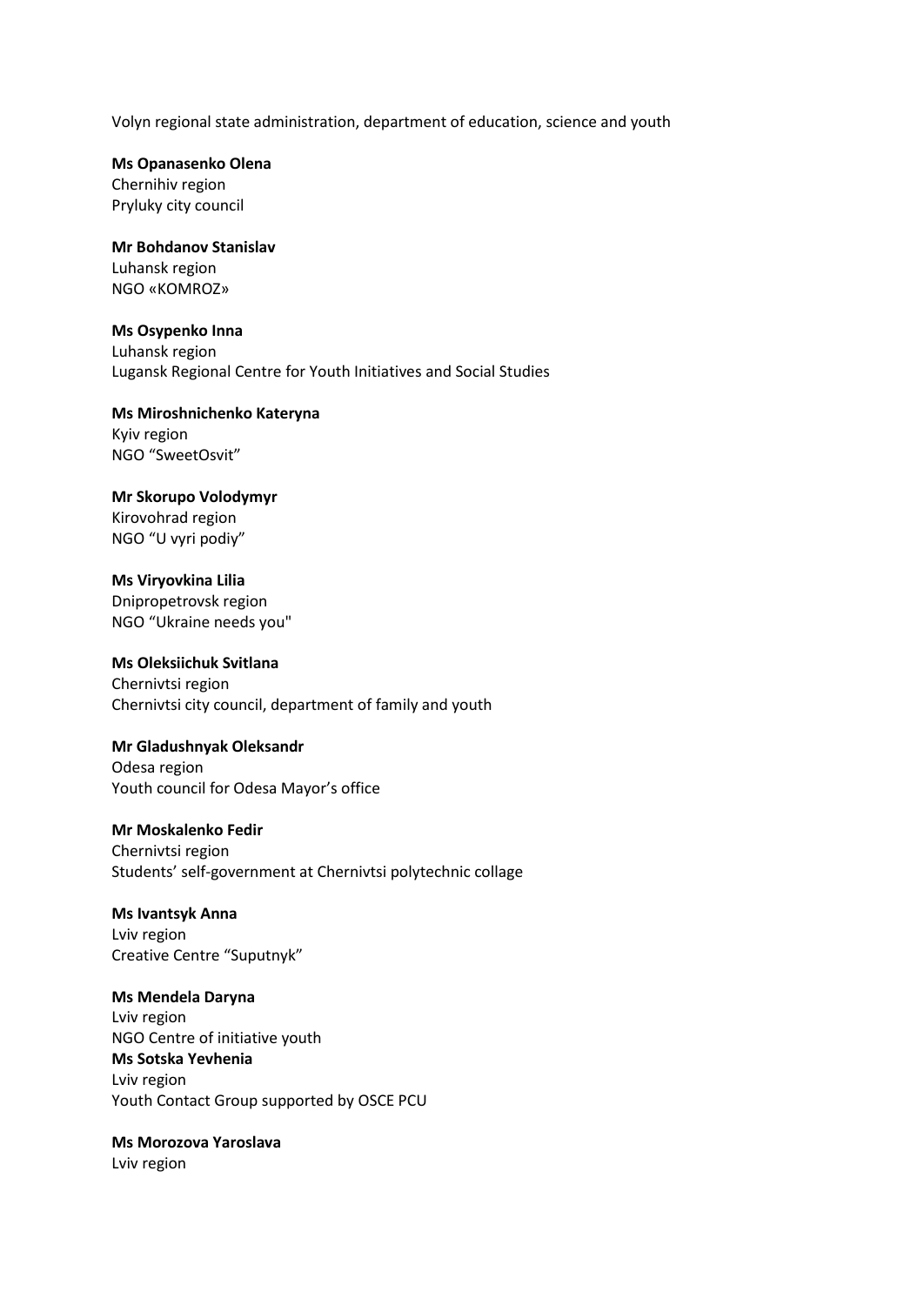Volyn regional state administration, department of education, science and youth

**Ms Opanasenko Olena**
Chernihiv region
Pryluky city council

**Mr Bohdanov Stanislav**
Luhansk region
NGO «KOMROZ»

**Ms Osypenko Inna**
Luhansk region
Lugansk Regional Centre for Youth Initiatives and Social Studies

**Ms Miroshnichenko Kateryna**
Kyiv region
NGO "SweetOsvit"

**Mr Skorupo Volodymyr**
Kirovohrad region
NGO "U vyri podiy"

**Ms Viryovkina Lilia**
Dnipropetrovsk region
NGO "Ukraine needs you"

**Ms Oleksiichuk Svitlana**
Chernivtsi region
Chernivtsi city council, department of family and youth

**Mr Gladushnyak Oleksandr**
Odesa region
Youth council for Odesa Mayor's office

**Mr Moskalenko Fedir**
Chernivtsi region
Students' self-government at Chernivtsi polytechnic collage

**Ms Ivantsyk Anna**
Lviv region
Creative Centre "Suputnyk"

**Ms Mendela Daryna**
Lviv region
NGO Centre of initiative youth

**Ms Sotska Yevhenia**
Lviv region
Youth Contact Group supported by OSCE PCU

**Ms Morozova Yaroslava**
Lviv region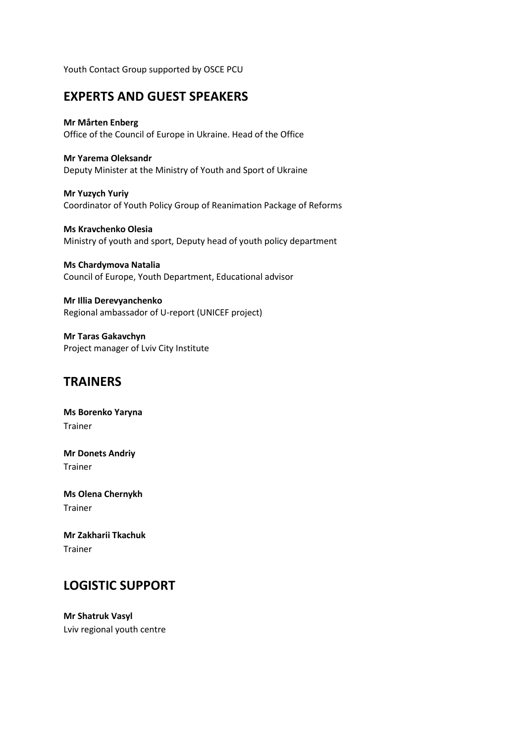Youth Contact Group supported by OSCE PCU

## EXPERTS AND GUEST SPEAKERS

**Mr Mårten Enberg**
Office of the Council of Europe in Ukraine. Head of the Office

**Mr Yarema Oleksandr**
Deputy Minister at the Ministry of Youth and Sport of Ukraine

**Mr Yuzych Yuriy**
Coordinator of Youth Policy Group of Reanimation Package of Reforms

**Ms Kravchenko Olesia**
Ministry of youth and sport, Deputy head of youth policy department

**Ms Chardymova Natalia**
Council of Europe, Youth Department, Educational advisor

**Mr Illia Derevyanchenko**
Regional ambassador of U-report (UNICEF project)

**Mr Taras Gakavchyn**
Project manager of Lviv City Institute

## TRAINERS

**Ms Borenko Yaryna**
Trainer

**Mr Donets Andriy**
Trainer

**Ms Olena Chernykh**
Trainer

**Mr Zakharii Tkachuk**
Trainer

## LOGISTIC SUPPORT

**Mr Shatruk Vasyl**
Lviv regional youth centre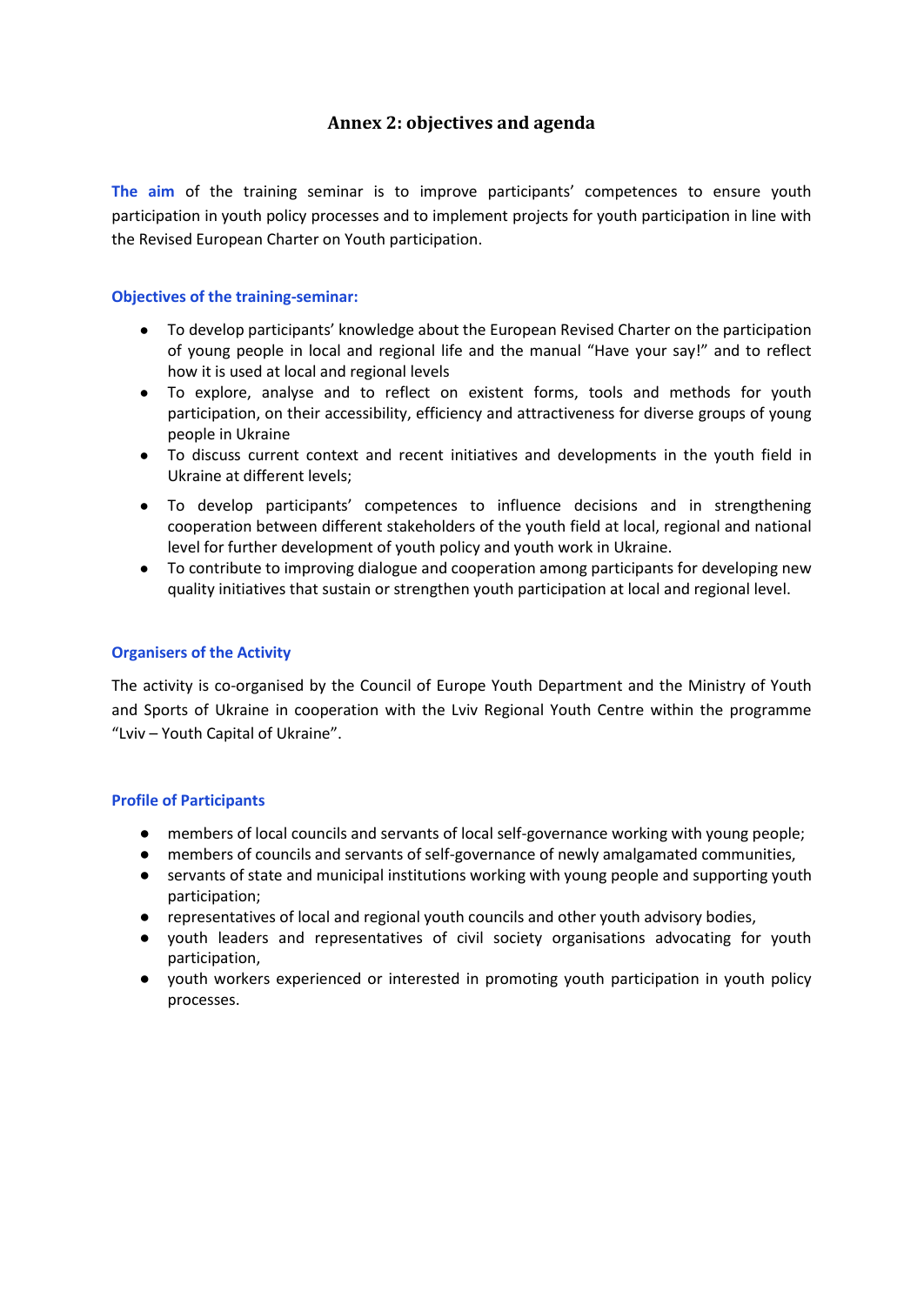## Annex 2: objectives and agenda

**The aim** of the training seminar is to improve participants' competences to ensure youth participation in youth policy processes and to implement projects for youth participation in line with the Revised European Charter on Youth participation.

### Objectives of the training-seminar:

- To develop participants' knowledge about the European Revised Charter on the participation of young people in local and regional life and the manual "Have your say!" and to reflect how it is used at local and regional levels
- To explore, analyse and to reflect on existent forms, tools and methods for youth participation, on their accessibility, efficiency and attractiveness for diverse groups of young people in Ukraine
- To discuss current context and recent initiatives and developments in the youth field in Ukraine at different levels;
- To develop participants' competences to influence decisions and in strengthening cooperation between different stakeholders of the youth field at local, regional and national level for further development of youth policy and youth work in Ukraine.
- To contribute to improving dialogue and cooperation among participants for developing new quality initiatives that sustain or strengthen youth participation at local and regional level.

### Organisers of the Activity

The activity is co-organised by the Council of Europe Youth Department and the Ministry of Youth and Sports of Ukraine in cooperation with the Lviv Regional Youth Centre within the programme "Lviv – Youth Capital of Ukraine".

### Profile of Participants

- members of local councils and servants of local self-governance working with young people;
- members of councils and servants of self-governance of newly amalgamated communities,
- servants of state and municipal institutions working with young people and supporting youth participation;
- representatives of local and regional youth councils and other youth advisory bodies,
- youth leaders and representatives of civil society organisations advocating for youth participation,
- youth workers experienced or interested in promoting youth participation in youth policy processes.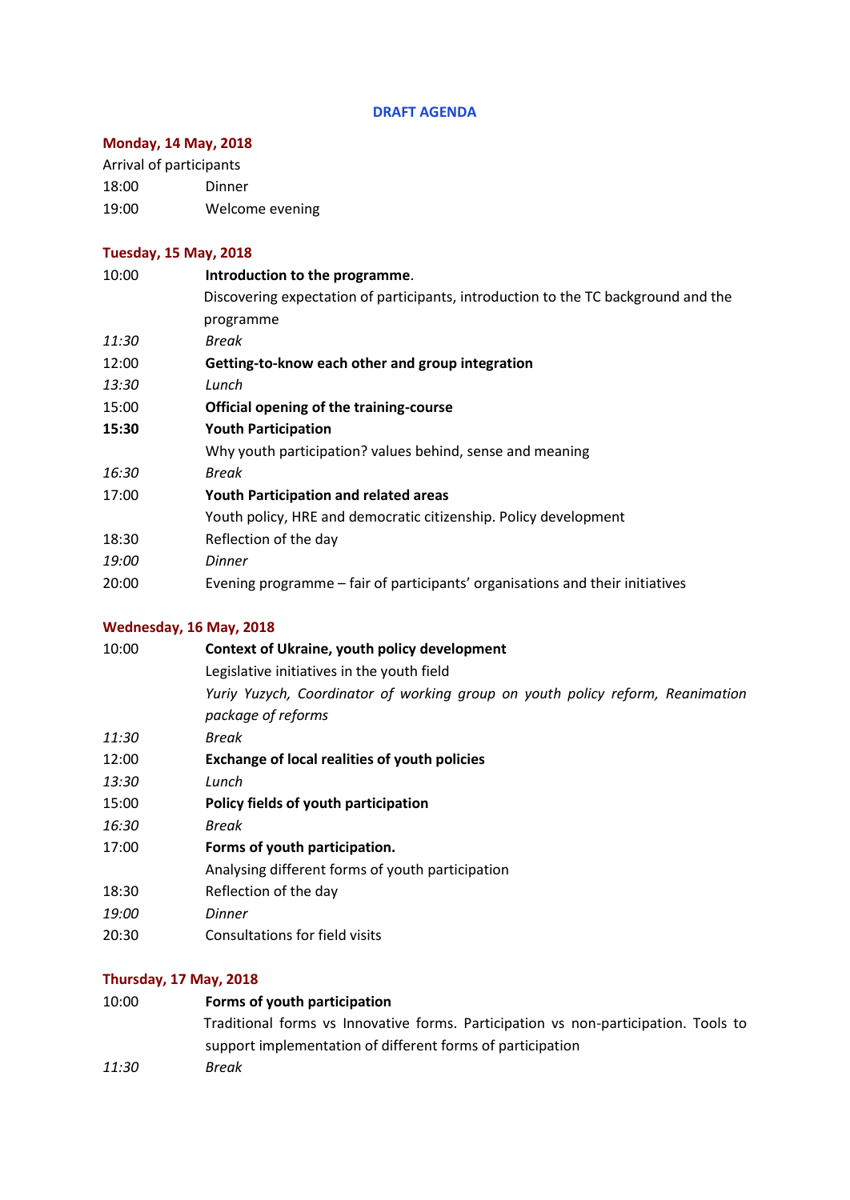**DRAFT AGENDA**

**Monday, 14 May, 2018**

Arrival of participants

18:00 Dinner

19:00 Welcome evening

**Tuesday, 15 May, 2018**

| | |
|---|---|
| 10:00 | **Introduction to the programme**. Discovering expectation of participants, introduction to the TC background and the programme |
| *11:30* | *Break* |
| 12:00 | **Getting-to-know each other and group integration** |
| *13:30* | *Lunch* |
| 15:00 | **Official opening of the training-course** |
| **15:30** | **Youth Participation** Why youth participation? values behind, sense and meaning |
| *16:30* | *Break* |
| 17:00 | **Youth Participation and related areas** Youth policy, HRE and democratic citizenship. Policy development |
| 18:30 | Reflection of the day |
| *19:00* | *Dinner* |
| 20:00 | Evening programme – fair of participants' organisations and their initiatives |

**Wednesday, 16 May, 2018**

| | |
|---|---|
| 10:00 | **Context of Ukraine, youth policy development** Legislative initiatives in the youth field *Yuriy Yuzych, Coordinator of working group on youth policy reform, Reanimation package of reforms* |
| *11:30* | *Break* |
| 12:00 | **Exchange of local realities of youth policies** |
| *13:30* | *Lunch* |
| 15:00 | **Policy fields of youth participation** |
| *16:30* | *Break* |
| 17:00 | **Forms of youth participation.** Analysing different forms of youth participation |
| 18:30 | Reflection of the day |
| *19:00* | *Dinner* |
| 20:30 | Consultations for field visits |

**Thursday, 17 May, 2018**

| | |
|---|---|
| 10:00 | **Forms of youth participation** Traditional forms vs Innovative forms. Participation vs non-participation. Tools to support implementation of different forms of participation |
| *11:30* | *Break* |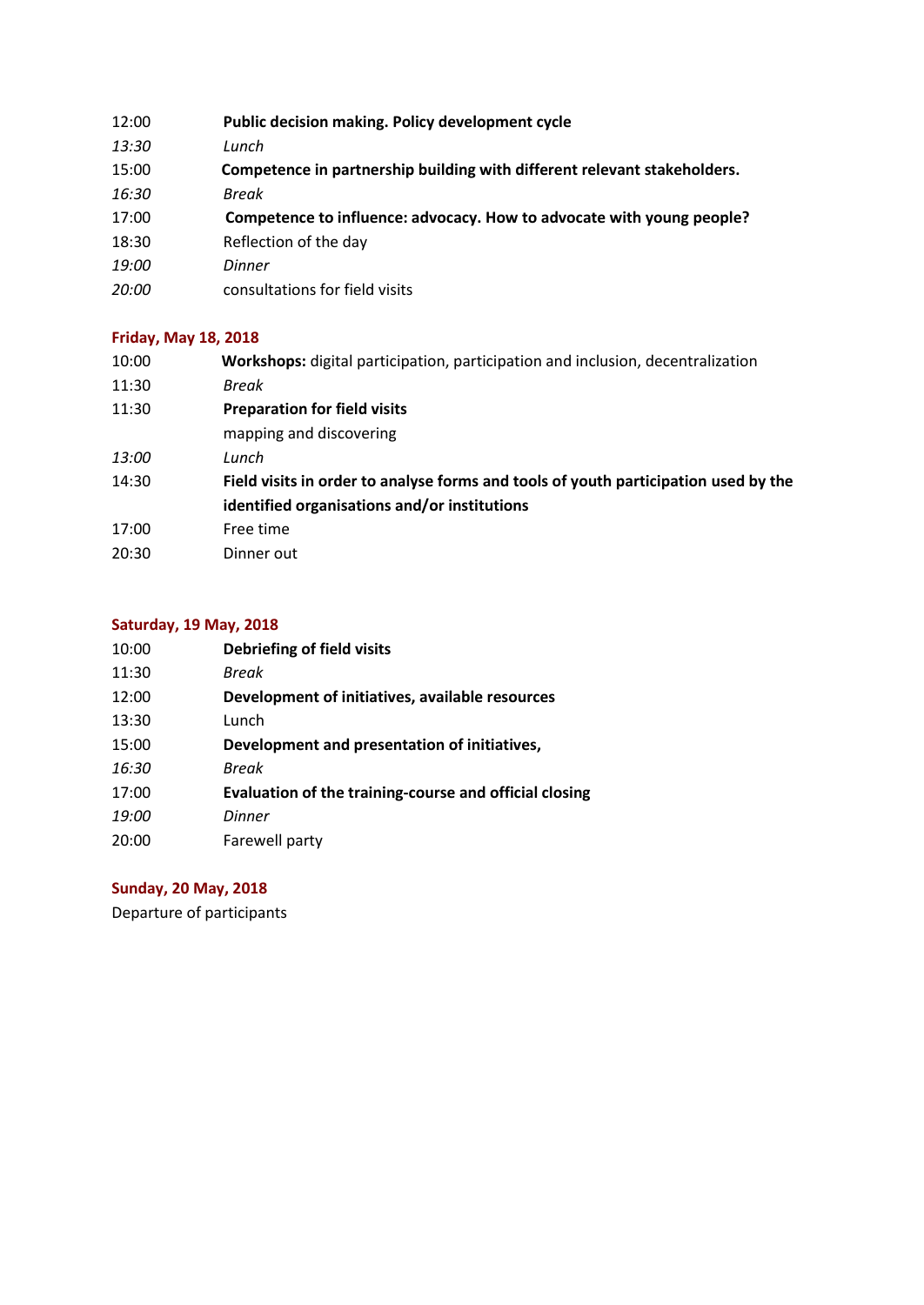| | |
|---|---|
| 12:00 | **Public decision making. Policy development cycle** |
| *13:30* | *Lunch* |
| 15:00 | **Competence in partnership building with different relevant stakeholders.** |
| *16:30* | *Break* |
| 17:00 | **Competence to influence: advocacy. How to advocate with young people?** |
| 18:30 | Reflection of the day |
| *19:00* | *Dinner* |
| *20:00* | consultations for field visits |

### Friday, May 18, 2018

| | |
|---|---|
| 10:00 | **Workshops:** digital participation, participation and inclusion, decentralization |
| 11:30 | *Break* |
| 11:30 | **Preparation for field visits** |
| | mapping and discovering |
| *13:00* | *Lunch* |
| 14:30 | **Field visits in order to analyse forms and tools of youth participation used by the identified organisations and/or institutions** |
| 17:00 | Free time |
| 20:30 | Dinner out |

### Saturday, 19 May, 2018

| | |
|---|---|
| 10:00 | **Debriefing of field visits** |
| 11:30 | *Break* |
| 12:00 | **Development of initiatives, available resources** |
| 13:30 | Lunch |
| 15:00 | **Development and presentation of initiatives,** |
| *16:30* | *Break* |
| 17:00 | **Evaluation of the training-course and official closing** |
| *19:00* | *Dinner* |
| 20:00 | Farewell party |

### Sunday, 20 May, 2018

Departure of participants